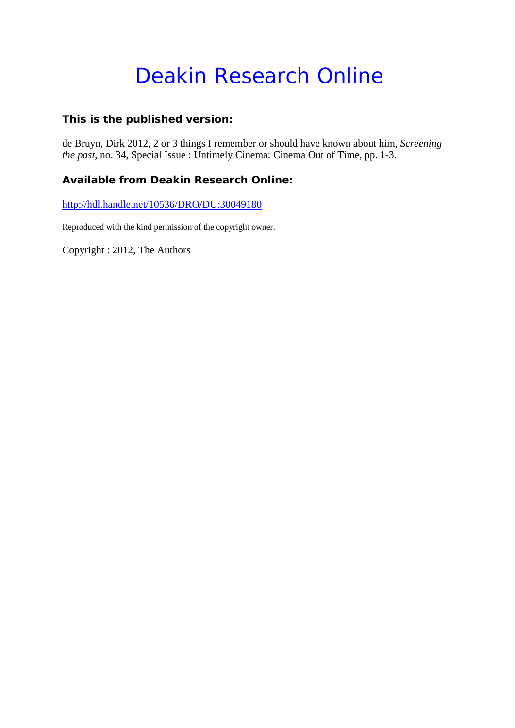# Deakin Research Online

### This is the published version:

de Bruyn, Dirk 2012, 2 or 3 things I remember or should have known about him, *Screening the past*, no. 34, Special Issue : Untimely Cinema: Cinema Out of Time, pp. 1-3.

### Available from Deakin Research Online:

[http://hdl.handle.net/10536/DRO/DU:30049180](http://hdl.handle.net/10536/DRO/DU:30049180)

Reproduced with the kind permission of the copyright owner.

Copyright : 2012, The Authors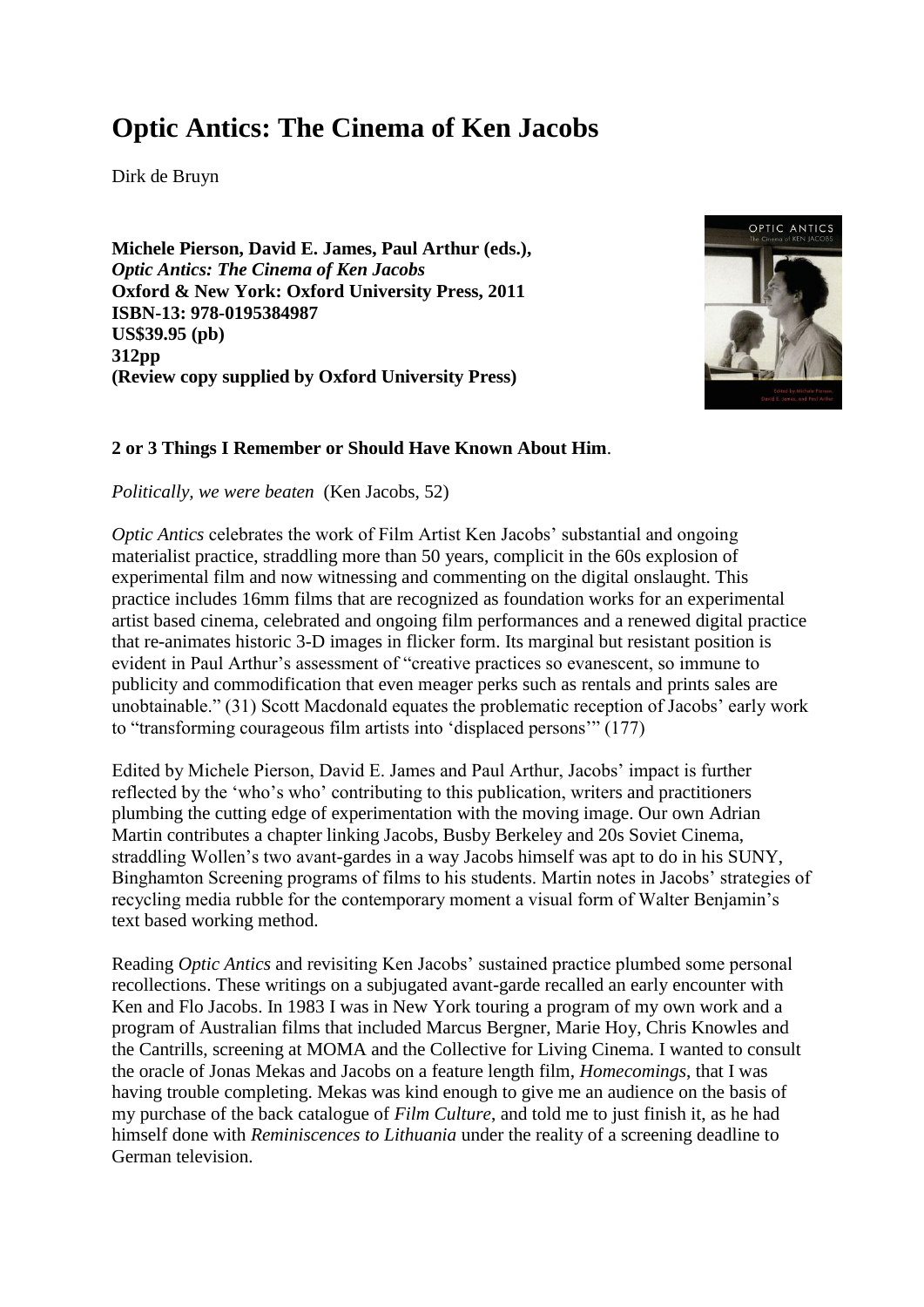# Optic Antics: The Cinema of Ken Jacobs

Dirk de Bruyn

**Michele Pierson, David E. James, Paul Arthur (eds.),**
***Optic Antics: The Cinema of Ken Jacobs***
**Oxford & New York: Oxford University Press, 2011**
**ISBN-13: 978-0195384987**
**US$39.95 (pb)**
**312pp**
**(Review copy supplied by Oxford University Press)**

**2 or 3 Things I Remember or Should Have Known About Him**.

*Politically, we were beaten* (Ken Jacobs, 52)

*Optic Antics* celebrates the work of Film Artist Ken Jacobs' substantial and ongoing materialist practice, straddling more than 50 years, complicit in the 60s explosion of experimental film and now witnessing and commenting on the digital onslaught. This practice includes 16mm films that are recognized as foundation works for an experimental artist based cinema, celebrated and ongoing film performances and a renewed digital practice that re-animates historic 3-D images in flicker form. Its marginal but resistant position is evident in Paul Arthur's assessment of "creative practices so evanescent, so immune to publicity and commodification that even meager perks such as rentals and prints sales are unobtainable." (31) Scott Macdonald equates the problematic reception of Jacobs' early work to "transforming courageous film artists into 'displaced persons'" (177)

Edited by Michele Pierson, David E. James and Paul Arthur, Jacobs' impact is further reflected by the 'who's who' contributing to this publication, writers and practitioners plumbing the cutting edge of experimentation with the moving image. Our own Adrian Martin contributes a chapter linking Jacobs, Busby Berkeley and 20s Soviet Cinema, straddling Wollen's two avant-gardes in a way Jacobs himself was apt to do in his SUNY, Binghamton Screening programs of films to his students. Martin notes in Jacobs' strategies of recycling media rubble for the contemporary moment a visual form of Walter Benjamin's text based working method.

Reading *Optic Antics* and revisiting Ken Jacobs' sustained practice plumbed some personal recollections. These writings on a subjugated avant-garde recalled an early encounter with Ken and Flo Jacobs. In 1983 I was in New York touring a program of my own work and a program of Australian films that included Marcus Bergner, Marie Hoy, Chris Knowles and the Cantrills, screening at MOMA and the Collective for Living Cinema. I wanted to consult the oracle of Jonas Mekas and Jacobs on a feature length film, *Homecomings*, that I was having trouble completing. Mekas was kind enough to give me an audience on the basis of my purchase of the back catalogue of *Film Culture*, and told me to just finish it, as he had himself done with *Reminiscences to Lithuania* under the reality of a screening deadline to German television.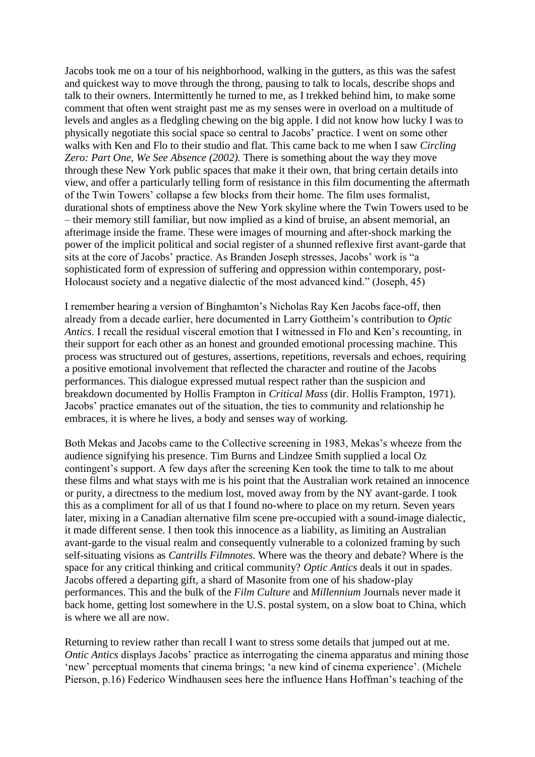Jacobs took me on a tour of his neighborhood, walking in the gutters, as this was the safest and quickest way to move through the throng, pausing to talk to locals, describe shops and talk to their owners. Intermittently he turned to me, as I trekked behind him, to make some comment that often went straight past me as my senses were in overload on a multitude of levels and angles as a fledgling chewing on the big apple. I did not know how lucky I was to physically negotiate this social space so central to Jacobs' practice. I went on some other walks with Ken and Flo to their studio and flat. This came back to me when I saw *Circling Zero: Part One, We See Absence (2002).* There is something about the way they move through these New York public spaces that make it their own, that bring certain details into view, and offer a particularly telling form of resistance in this film documenting the aftermath of the Twin Towers' collapse a few blocks from their home. The film uses formalist, durational shots of emptiness above the New York skyline where the Twin Towers used to be – their memory still familiar, but now implied as a kind of bruise, an absent memorial, an afterimage inside the frame. These were images of mourning and after-shock marking the power of the implicit political and social register of a shunned reflexive first avant-garde that sits at the core of Jacobs' practice. As Branden Joseph stresses, Jacobs' work is "a sophisticated form of expression of suffering and oppression within contemporary, post-Holocaust society and a negative dialectic of the most advanced kind." (Joseph, 45)

I remember hearing a version of Binghamton's Nicholas Ray Ken Jacobs face-off, then already from a decade earlier, here documented in Larry Gottheim's contribution to *Optic Antics*. I recall the residual visceral emotion that I witnessed in Flo and Ken's recounting, in their support for each other as an honest and grounded emotional processing machine. This process was structured out of gestures, assertions, repetitions, reversals and echoes, requiring a positive emotional involvement that reflected the character and routine of the Jacobs performances. This dialogue expressed mutual respect rather than the suspicion and breakdown documented by Hollis Frampton in *Critical Mass* (dir. Hollis Frampton, 1971). Jacobs' practice emanates out of the situation, the ties to community and relationship he embraces, it is where he lives, a body and senses way of working.

Both Mekas and Jacobs came to the Collective screening in 1983, Mekas's wheeze from the audience signifying his presence. Tim Burns and Lindzee Smith supplied a local Oz contingent's support. A few days after the screening Ken took the time to talk to me about these films and what stays with me is his point that the Australian work retained an innocence or purity, a directness to the medium lost, moved away from by the NY avant-garde. I took this as a compliment for all of us that I found no-where to place on my return. Seven years later, mixing in a Canadian alternative film scene pre-occupied with a sound-image dialectic, it made different sense. I then took this innocence as a liability, as limiting an Australian avant-garde to the visual realm and consequently vulnerable to a colonized framing by such self-situating visions as *Cantrills Filmnotes*. Where was the theory and debate? Where is the space for any critical thinking and critical community? *Optic Antics* deals it out in spades. Jacobs offered a departing gift, a shard of Masonite from one of his shadow-play performances. This and the bulk of the *Film Culture* and *Millennium* Journals never made it back home, getting lost somewhere in the U.S. postal system, on a slow boat to China, which is where we all are now.

Returning to review rather than recall I want to stress some details that jumped out at me. *Ontic Antics* displays Jacobs' practice as interrogating the cinema apparatus and mining those 'new' perceptual moments that cinema brings; 'a new kind of cinema experience'. (Michele Pierson, p.16) Federico Windhausen sees here the influence Hans Hoffman's teaching of the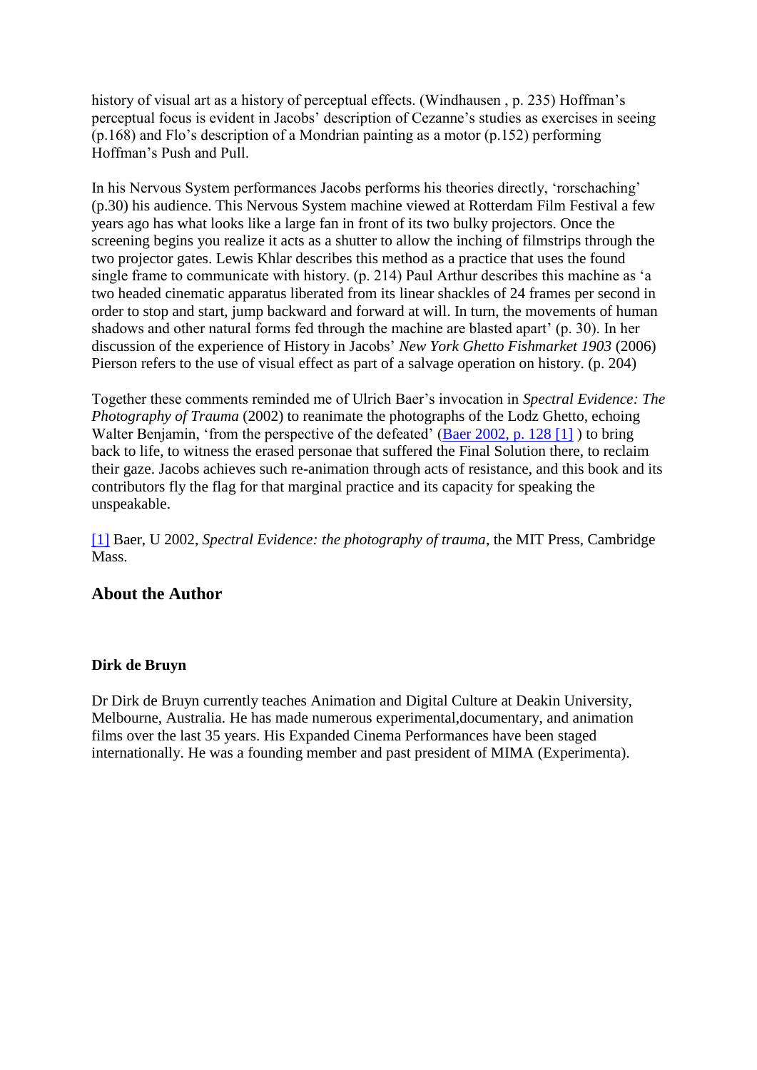history of visual art as a history of perceptual effects. (Windhausen , p. 235) Hoffman's perceptual focus is evident in Jacobs' description of Cezanne's studies as exercises in seeing (p.168) and Flo's description of a Mondrian painting as a motor (p.152) performing Hoffman's Push and Pull.

In his Nervous System performances Jacobs performs his theories directly, 'rorschaching' (p.30) his audience. This Nervous System machine viewed at Rotterdam Film Festival a few years ago has what looks like a large fan in front of its two bulky projectors. Once the screening begins you realize it acts as a shutter to allow the inching of filmstrips through the two projector gates. Lewis Khlar describes this method as a practice that uses the found single frame to communicate with history. (p. 214) Paul Arthur describes this machine as 'a two headed cinematic apparatus liberated from its linear shackles of 24 frames per second in order to stop and start, jump backward and forward at will. In turn, the movements of human shadows and other natural forms fed through the machine are blasted apart' (p. 30). In her discussion of the experience of History in Jacobs' *New York Ghetto Fishmarket 1903* (2006) Pierson refers to the use of visual effect as part of a salvage operation on history. (p. 204)

Together these comments reminded me of Ulrich Baer's invocation in *Spectral Evidence: The Photography of Trauma* (2002) to reanimate the photographs of the Lodz Ghetto, echoing Walter Benjamin, 'from the perspective of the defeated' (Baer 2002, p. 128 [1] ) to bring back to life, to witness the erased personae that suffered the Final Solution there, to reclaim their gaze. Jacobs achieves such re-animation through acts of resistance, and this book and its contributors fly the flag for that marginal practice and its capacity for speaking the unspeakable.

[1] Baer, U 2002, *Spectral Evidence: the photography of trauma*, the MIT Press, Cambridge Mass.

## About the Author

**Dirk de Bruyn**

Dr Dirk de Bruyn currently teaches Animation and Digital Culture at Deakin University, Melbourne, Australia. He has made numerous experimental,documentary, and animation films over the last 35 years. His Expanded Cinema Performances have been staged internationally. He was a founding member and past president of MIMA (Experimenta).